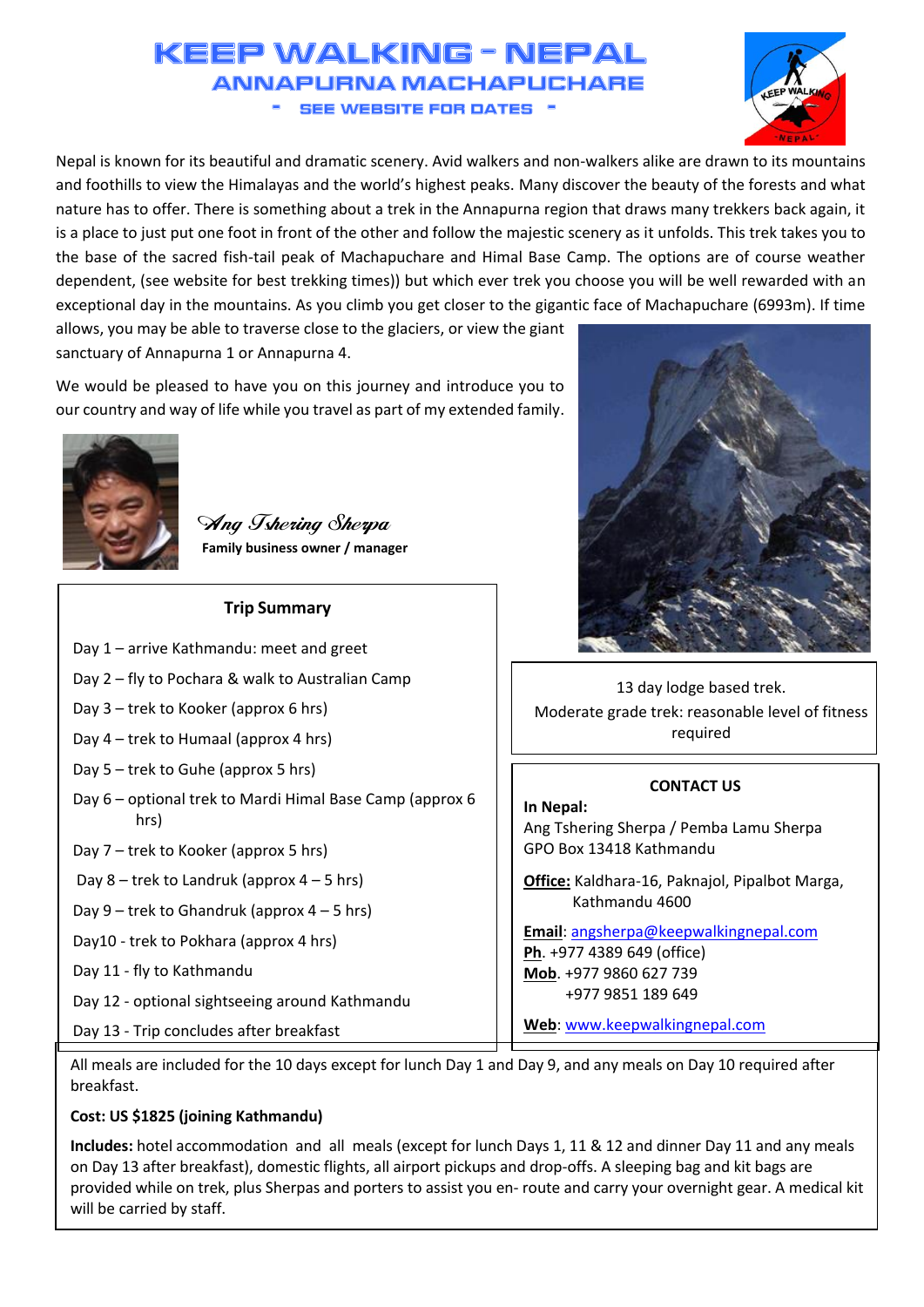# KEEP WALKING - NEPAL

## ANNAPURNA MACHAPUCHARE

### - SEE WEBSITE FOR DATES -

Nepal is known for its beautiful and dramatic scenery. Avid walkers and non-walkers alike are drawn to its mountains and foothills to view the Himalayas and the world's highest peaks. Many discover the beauty of the forests and what nature has to offer. There is something about a trek in the Annapurna region that draws many trekkers back again, it is a place to just put one foot in front of the other and follow the majestic scenery as it unfolds. This trek takes you to the base of the sacred fish-tail peak of Machapuchare and Himal Base Camp. The options are of course weather dependent, (see website for best trekking times)) but which ever trek you choose you will be well rewarded with an exceptional day in the mountains. As you climb you get closer to the gigantic face of Machapuchare (6993m). If time allows, you may be able to traverse close to the glaciers, or view the giant sanctuary of Annapurna 1 or Annapurna 4.

We would be pleased to have you on this journey and introduce you to our country and way of life while you travel as part of my extended family.

*Ang Tshering Sherpa*
**Family business owner / manager**

**Trip Summary**

Day 1 – arrive Kathmandu: meet and greet

Day 2 – fly to Pochara & walk to Australian Camp

Day 3 – trek to Kooker (approx 6 hrs)

Day 4 – trek to Humaal (approx 4 hrs)

Day 5 – trek to Guhe (approx 5 hrs)

Day 6 – optional trek to Mardi Himal Base Camp (approx 6 hrs)

Day 7 – trek to Kooker (approx 5 hrs)

Day 8 – trek to Landruk (approx 4 – 5 hrs)

Day 9 – trek to Ghandruk (approx 4 – 5 hrs)

Day10 - trek to Pokhara (approx 4 hrs)

Day 11 - fly to Kathmandu

Day 12 - optional sightseeing around Kathmandu

Day 13 - Trip concludes after breakfast

13 day lodge based trek.
Moderate grade trek: reasonable level of fitness required

**CONTACT US**

**In Nepal:**
Ang Tshering Sherpa / Pemba Lamu Sherpa
GPO Box 13418 Kathmandu

**Office:** Kaldhara-16, Paknajol, Pipalbot Marga, Kathmandu 4600

**Email**: angsherpa@keepwalkingnepal.com
**Ph**. +977 4389 649 (office)
**Mob**. +977 9860 627 739
+977 9851 189 649

**Web**: www.keepwalkingnepal.com

All meals are included for the 10 days except for lunch Day 1 and Day 9, and any meals on Day 10 required after breakfast.

**Cost: US $1825 (joining Kathmandu)**

**Includes:** hotel accommodation and all meals (except for lunch Days 1, 11 & 12 and dinner Day 11 and any meals on Day 13 after breakfast), domestic flights, all airport pickups and drop-offs. A sleeping bag and kit bags are provided while on trek, plus Sherpas and porters to assist you en- route and carry your overnight gear. A medical kit will be carried by staff.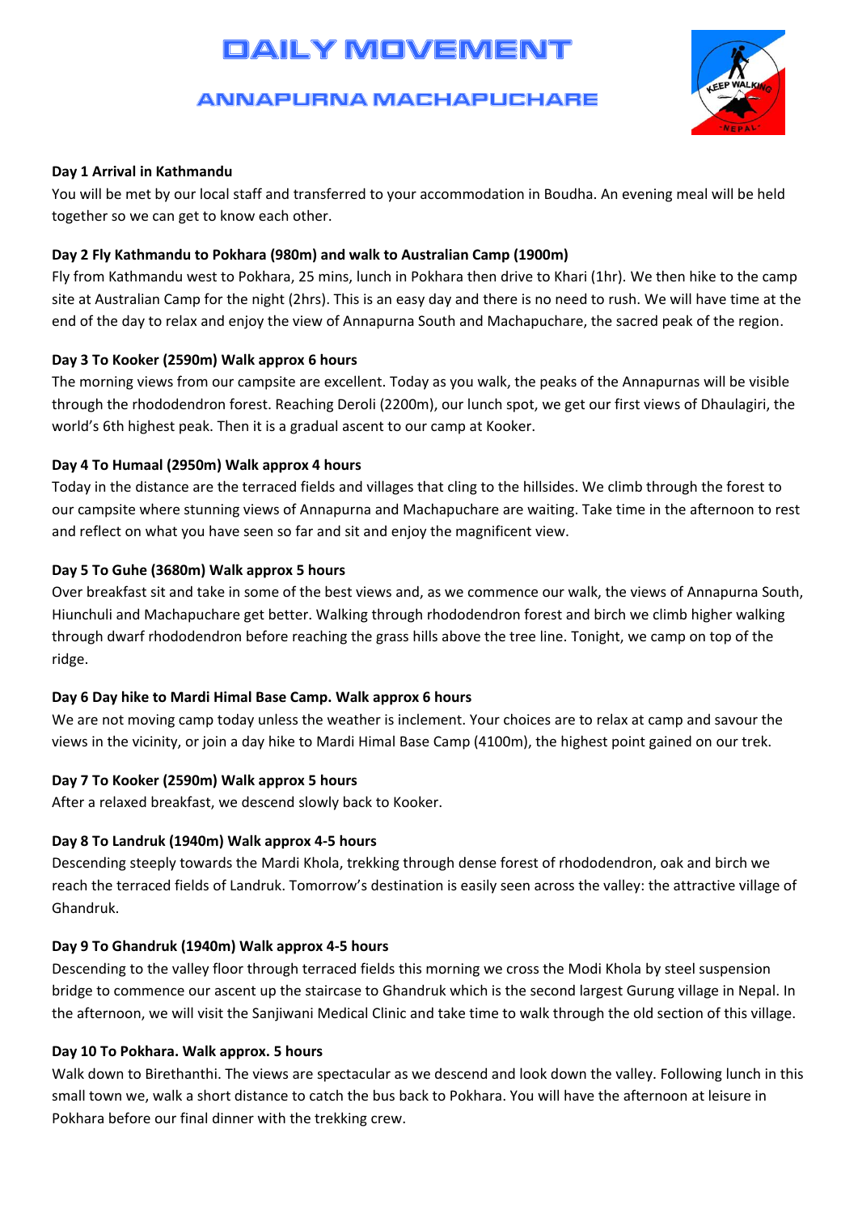# DAILY MOVEMENT

## ANNAPURNA MACHAPUCHARE

**Day 1 Arrival in Kathmandu**

You will be met by our local staff and transferred to your accommodation in Boudha. An evening meal will be held together so we can get to know each other.

**Day 2 Fly Kathmandu to Pokhara (980m) and walk to Australian Camp (1900m)**

Fly from Kathmandu west to Pokhara, 25 mins, lunch in Pokhara then drive to Khari (1hr). We then hike to the camp site at Australian Camp for the night (2hrs). This is an easy day and there is no need to rush. We will have time at the end of the day to relax and enjoy the view of Annapurna South and Machapuchare, the sacred peak of the region.

**Day 3 To Kooker (2590m) Walk approx 6 hours**

The morning views from our campsite are excellent. Today as you walk, the peaks of the Annapurnas will be visible through the rhododendron forest. Reaching Deroli (2200m), our lunch spot, we get our first views of Dhaulagiri, the world's 6th highest peak. Then it is a gradual ascent to our camp at Kooker.

**Day 4 To Humaal (2950m) Walk approx 4 hours**

Today in the distance are the terraced fields and villages that cling to the hillsides. We climb through the forest to our campsite where stunning views of Annapurna and Machapuchare are waiting. Take time in the afternoon to rest and reflect on what you have seen so far and sit and enjoy the magnificent view.

**Day 5 To Guhe (3680m) Walk approx 5 hours**

Over breakfast sit and take in some of the best views and, as we commence our walk, the views of Annapurna South, Hiunchuli and Machapuchare get better. Walking through rhododendron forest and birch we climb higher walking through dwarf rhododendron before reaching the grass hills above the tree line. Tonight, we camp on top of the ridge.

**Day 6 Day hike to Mardi Himal Base Camp. Walk approx 6 hours**

We are not moving camp today unless the weather is inclement. Your choices are to relax at camp and savour the views in the vicinity, or join a day hike to Mardi Himal Base Camp (4100m), the highest point gained on our trek.

**Day 7 To Kooker (2590m) Walk approx 5 hours**

After a relaxed breakfast, we descend slowly back to Kooker.

**Day 8 To Landruk (1940m) Walk approx 4-5 hours**

Descending steeply towards the Mardi Khola, trekking through dense forest of rhododendron, oak and birch we reach the terraced fields of Landruk. Tomorrow's destination is easily seen across the valley: the attractive village of Ghandruk.

**Day 9 To Ghandruk (1940m) Walk approx 4-5 hours**

Descending to the valley floor through terraced fields this morning we cross the Modi Khola by steel suspension bridge to commence our ascent up the staircase to Ghandruk which is the second largest Gurung village in Nepal. In the afternoon, we will visit the Sanjiwani Medical Clinic and take time to walk through the old section of this village.

**Day 10 To Pokhara. Walk approx. 5 hours**

Walk down to Birethanthi. The views are spectacular as we descend and look down the valley. Following lunch in this small town we, walk a short distance to catch the bus back to Pokhara. You will have the afternoon at leisure in Pokhara before our final dinner with the trekking crew.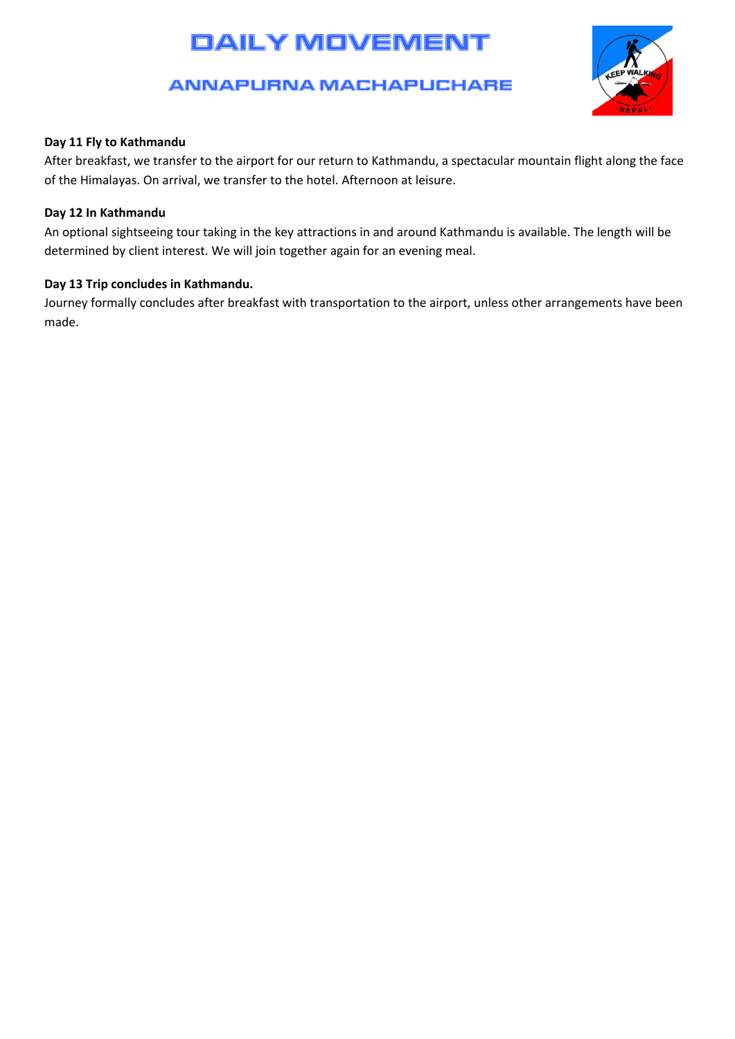# DAILY MOVEMENT

## ANNAPURNA MACHAPUCHARE

**Day 11 Fly to Kathmandu**

After breakfast, we transfer to the airport for our return to Kathmandu, a spectacular mountain flight along the face of the Himalayas. On arrival, we transfer to the hotel. Afternoon at leisure.

**Day 12 In Kathmandu**

An optional sightseeing tour taking in the key attractions in and around Kathmandu is available. The length will be determined by client interest. We will join together again for an evening meal.

**Day 13 Trip concludes in Kathmandu.**

Journey formally concludes after breakfast with transportation to the airport, unless other arrangements have been made.